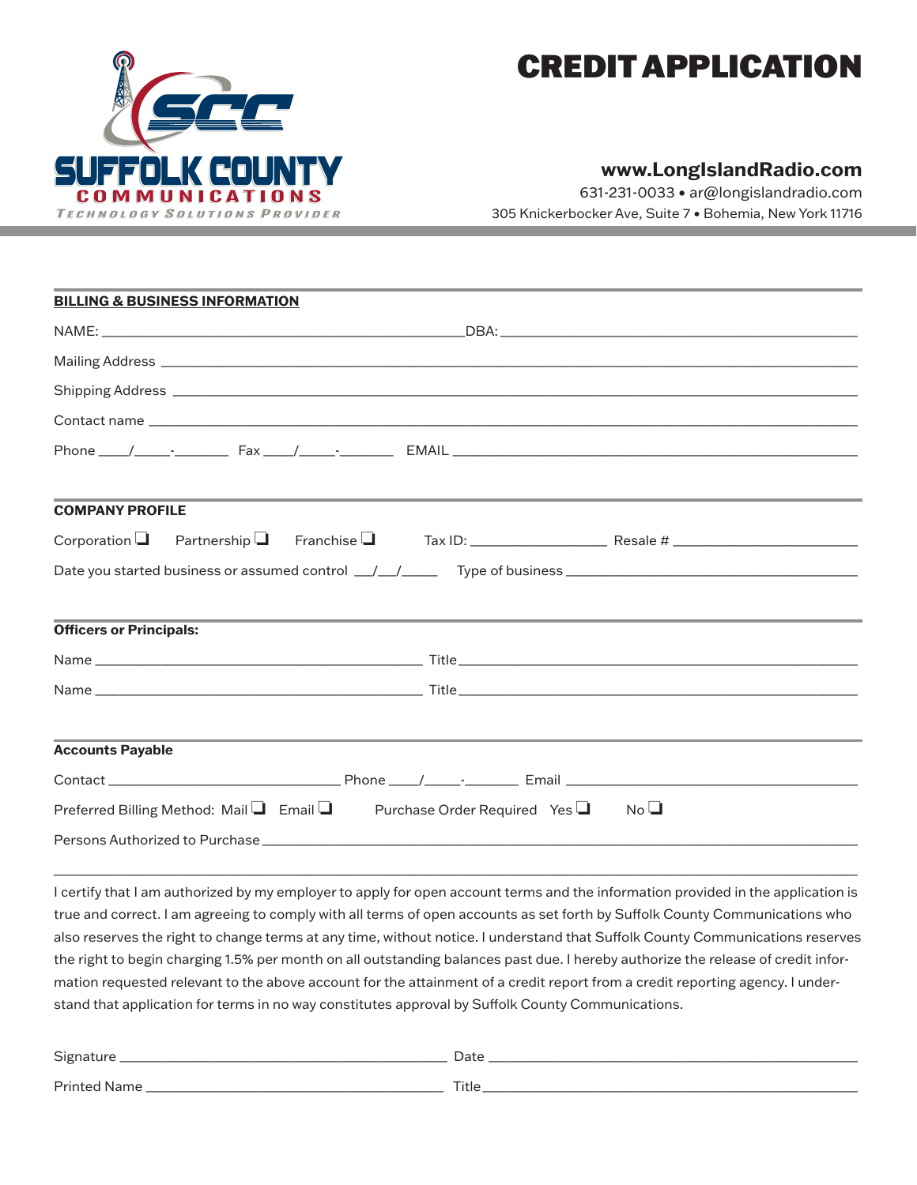SCC

SUFFOLK COUNTY COMMUNICATIONS

TECHNOLOGY SOLUTIONS PROVIDER

# CREDIT APPLICATION

**www.LongIslandRadio.com**
631-231-0033 • ar@longislandradio.com
305 Knickerbocker Ave, Suite 7 • Bohemia, New York 11716

## BILLING & BUSINESS INFORMATION

NAME: ______________________________ DBA: ______________________________

Mailing Address ______________________________

Shipping Address ______________________________

Contact name ______________________________

Phone ____/_____-_______ Fax ____/_____-_______ EMAIL ______________________________

## COMPANY PROFILE

Corporation ☐ Partnership ☐ Franchise ☐ Tax ID: ________________ Resale # ________________

Date you started business or assumed control ___/___/_____ Type of business ______________________________

## Officers or Principals:

Name ______________________________ Title ______________________________

Name ______________________________ Title ______________________________

## Accounts Payable

Contact ____________________ Phone ____/_____-_______ Email ______________________________

Preferred Billing Method: Mail ☐ Email ☐ Purchase Order Required Yes ☐ No ☐

Persons Authorized to Purchase ______________________________

---

I certify that I am authorized by my employer to apply for open account terms and the information provided in the application is true and correct. I am agreeing to comply with all terms of open accounts as set forth by Suffolk County Communications who also reserves the right to change terms at any time, without notice. I understand that Suffolk County Communications reserves the right to begin charging 1.5% per month on all outstanding balances past due. I hereby authorize the release of credit information requested relevant to the above account for the attainment of a credit report from a credit reporting agency. I understand that application for terms in no way constitutes approval by Suffolk County Communications.

Signature ______________________________ Date ______________________________

Printed Name ______________________________ Title ______________________________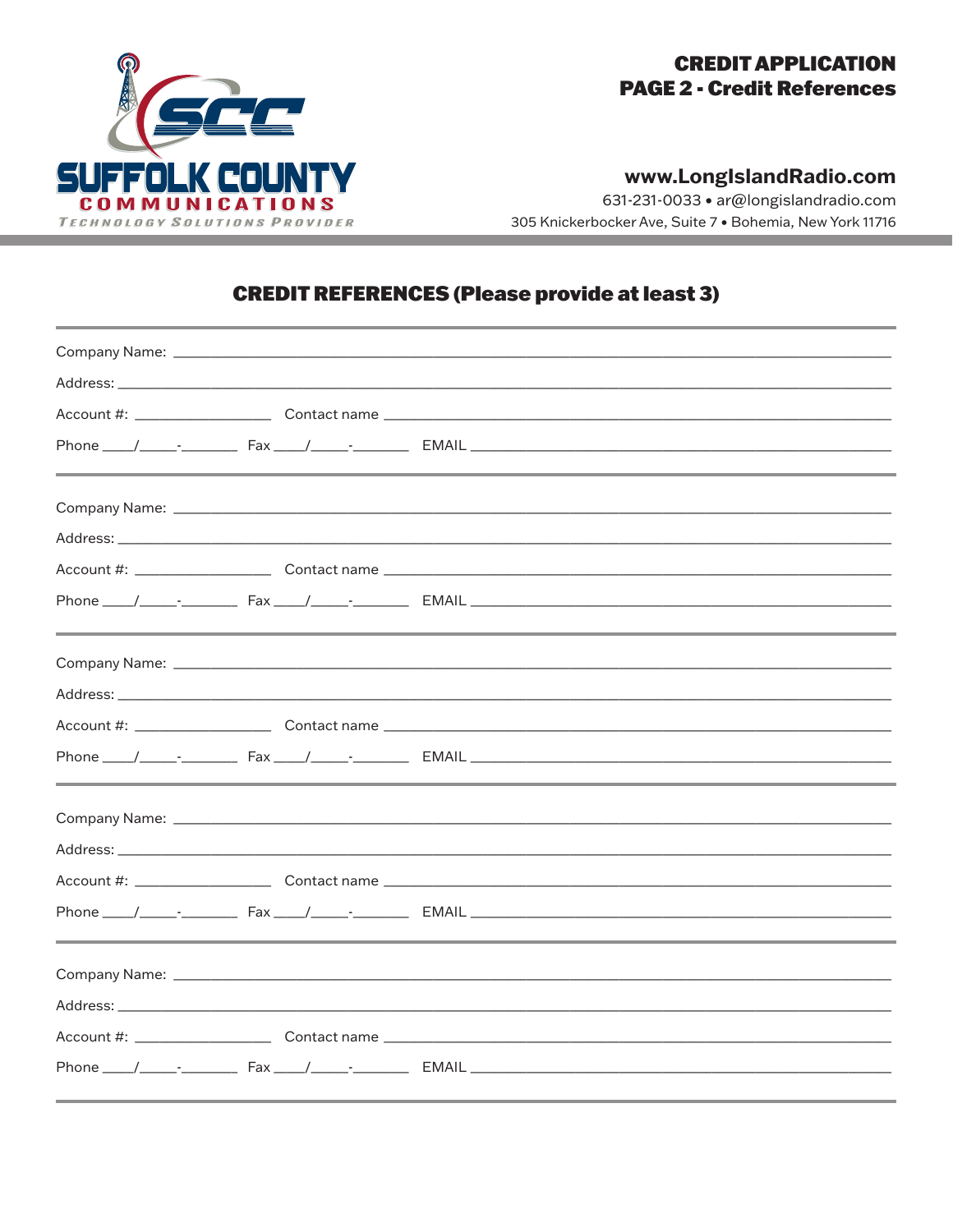SUFFOLK COUNTY COMMUNICATIONS
TECHNOLOGY SOLUTIONS PROVIDER

# CREDIT APPLICATION
## PAGE 2 - Credit References

**www.LongIslandRadio.com**
631-231-0033 • ar@longislandradio.com
305 Knickerbocker Ave, Suite 7 • Bohemia, New York 11716

## CREDIT REFERENCES (Please provide at least 3)

Company Name: ______________________________________________

Address: ______________________________________________

Account #: ________________ Contact name ______________________________

Phone ____/_____-_______ Fax ____/_____-_______ EMAIL ______________________________

---

Company Name: ______________________________________________

Address: ______________________________________________

Account #: ________________ Contact name ______________________________

Phone ____/_____-_______ Fax ____/_____-_______ EMAIL ______________________________

---

Company Name: ______________________________________________

Address: ______________________________________________

Account #: ________________ Contact name ______________________________

Phone ____/_____-_______ Fax ____/_____-_______ EMAIL ______________________________

---

Company Name: ______________________________________________

Address: ______________________________________________

Account #: ________________ Contact name ______________________________

Phone ____/_____-_______ Fax ____/_____-_______ EMAIL ______________________________

---

Company Name: ______________________________________________

Address: ______________________________________________

Account #: ________________ Contact name ______________________________

Phone ____/_____-_______ Fax ____/_____-_______ EMAIL ______________________________